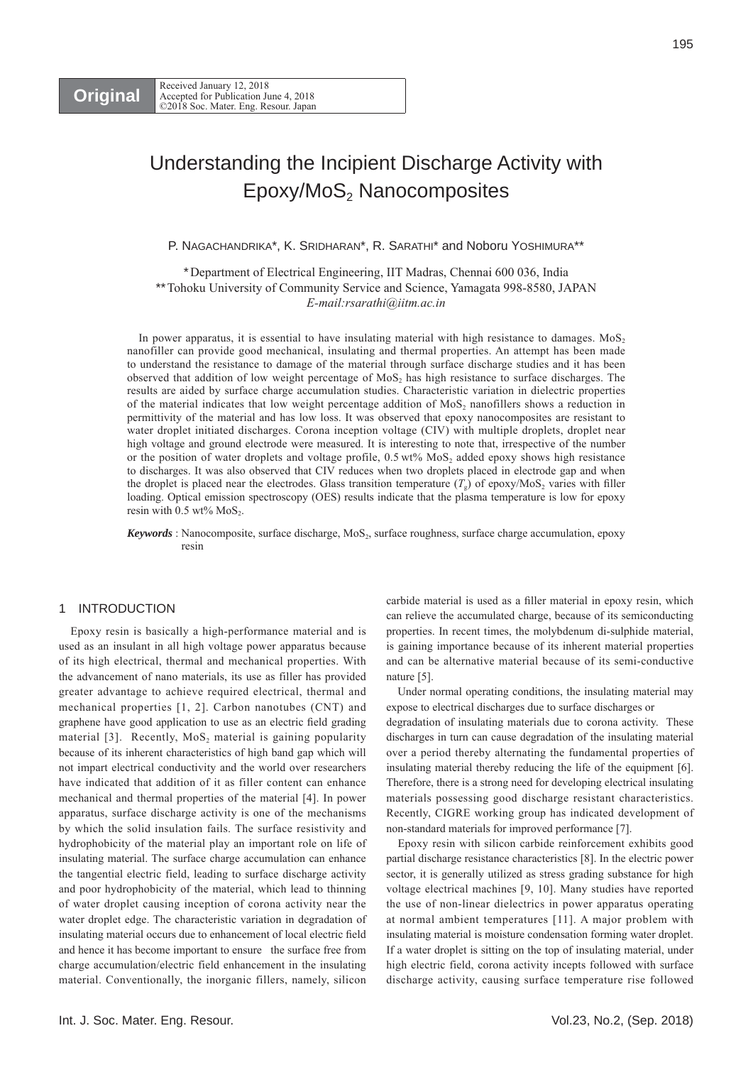**Original**

Received January 12, 2018
Accepted for Publication June 4, 2018
©2018 Soc. Mater. Eng. Resour. Japan

# Understanding the Incipient Discharge Activity with Epoxy/$MoS_2$ Nanocomposites

P. Nagachandrika*, K. Sridharan*, R. Sarathi* and Noboru Yoshimura**

\*Department of Electrical Engineering, IIT Madras, Chennai 600 036, India
\*\*Tohoku University of Community Service and Science, Yamagata 998-8580, JAPAN
*E-mail:rsarathi@iitm.ac.in*

In power apparatus, it is essential to have insulating material with high resistance to damages. $MoS_2$ nanofiller can provide good mechanical, insulating and thermal properties. An attempt has been made to understand the resistance to damage of the material through surface discharge studies and it has been observed that addition of low weight percentage of $MoS_2$ has high resistance to surface discharges. The results are aided by surface charge accumulation studies. Characteristic variation in dielectric properties of the material indicates that low weight percentage addition of $MoS_2$ nanofillers shows a reduction in permittivity of the material and has low loss. It was observed that epoxy nanocomposites are resistant to water droplet initiated discharges. Corona inception voltage (CIV) with multiple droplets, droplet near high voltage and ground electrode were measured. It is interesting to note that, irrespective of the number or the position of water droplets and voltage profile, 0.5 wt% $MoS_2$ added epoxy shows high resistance to discharges. It was also observed that CIV reduces when two droplets placed in electrode gap and when the droplet is placed near the electrodes. Glass transition temperature ($T_g$) of epoxy/$MoS_2$ varies with filler loading. Optical emission spectroscopy (OES) results indicate that the plasma temperature is low for epoxy resin with 0.5 wt% $MoS_2$.

***Keywords*** : Nanocomposite, surface discharge, $MoS_2$, surface roughness, surface charge accumulation, epoxy resin

## 1 INTRODUCTION

Epoxy resin is basically a high-performance material and is used as an insulant in all high voltage power apparatus because of its high electrical, thermal and mechanical properties. With the advancement of nano materials, its use as filler has provided greater advantage to achieve required electrical, thermal and mechanical properties [1, 2]. Carbon nanotubes (CNT) and graphene have good application to use as an electric field grading material [3]. Recently, $MoS_2$ material is gaining popularity because of its inherent characteristics of high band gap which will not impart electrical conductivity and the world over researchers have indicated that addition of it as filler content can enhance mechanical and thermal properties of the material [4]. In power apparatus, surface discharge activity is one of the mechanisms by which the solid insulation fails. The surface resistivity and hydrophobicity of the material play an important role on life of insulating material. The surface charge accumulation can enhance the tangential electric field, leading to surface discharge activity and poor hydrophobicity of the material, which lead to thinning of water droplet causing inception of corona activity near the water droplet edge. The characteristic variation in degradation of insulating material occurs due to enhancement of local electric field and hence it has become important to ensure the surface free from charge accumulation/electric field enhancement in the insulating material. Conventionally, the inorganic fillers, namely, silicon carbide material is used as a filler material in epoxy resin, which can relieve the accumulated charge, because of its semiconducting properties. In recent times, the molybdenum di-sulphide material, is gaining importance because of its inherent material properties and can be alternative material because of its semi-conductive nature [5].

Under normal operating conditions, the insulating material may expose to electrical discharges due to surface discharges or degradation of insulating materials due to corona activity. These discharges in turn can cause degradation of the insulating material over a period thereby alternating the fundamental properties of insulating material thereby reducing the life of the equipment [6]. Therefore, there is a strong need for developing electrical insulating materials possessing good discharge resistant characteristics. Recently, CIGRE working group has indicated development of non-standard materials for improved performance [7].

Epoxy resin with silicon carbide reinforcement exhibits good partial discharge resistance characteristics [8]. In the electric power sector, it is generally utilized as stress grading substance for high voltage electrical machines [9, 10]. Many studies have reported the use of non-linear dielectrics in power apparatus operating at normal ambient temperatures [11]. A major problem with insulating material is moisture condensation forming water droplet. If a water droplet is sitting on the top of insulating material, under high electric field, corona activity incepts followed with surface discharge activity, causing surface temperature rise followed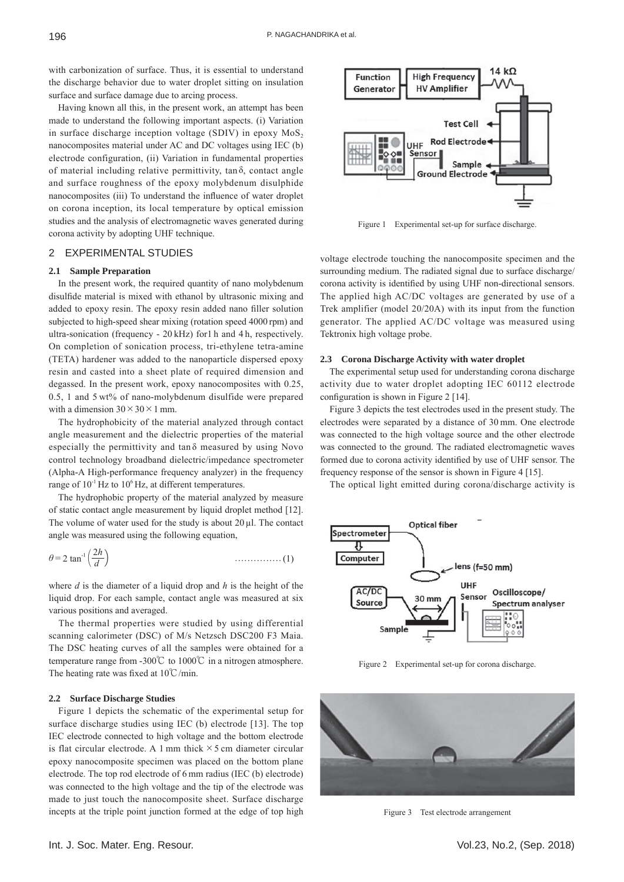with carbonization of surface. Thus, it is essential to understand the discharge behavior due to water droplet sitting on insulation surface and surface damage due to arcing process.

Having known all this, in the present work, an attempt has been made to understand the following important aspects. (i) Variation in surface discharge inception voltage (SDIV) in epoxy $MoS_2$ nanocomposites material under AC and DC voltages using IEC (b) electrode configuration, (ii) Variation in fundamental properties of material including relative permittivity, tan δ, contact angle and surface roughness of the epoxy molybdenum disulphide nanocomposites (iii) To understand the influence of water droplet on corona inception, its local temperature by optical emission studies and the analysis of electromagnetic waves generated during corona activity by adopting UHF technique.

## 2 EXPERIMENTAL STUDIES

### 2.1 Sample Preparation

In the present work, the required quantity of nano molybdenum disulfide material is mixed with ethanol by ultrasonic mixing and added to epoxy resin. The epoxy resin added nano filler solution subjected to high-speed shear mixing (rotation speed 4000 rpm) and ultra-sonication (frequency - 20 kHz) for1 h and 4 h, respectively. On completion of sonication process, tri-ethylene tetra-amine (TETA) hardener was added to the nanoparticle dispersed epoxy resin and casted into a sheet plate of required dimension and degassed. In the present work, epoxy nanocomposites with 0.25, 0.5, 1 and 5 wt% of nano-molybdenum disulfide were prepared with a dimension 30 × 30 × 1 mm.

The hydrophobicity of the material analyzed through contact angle measurement and the dielectric properties of the material especially the permittivity and tan δ measured by using Novo control technology broadband dielectric/impedance spectrometer (Alpha-A High-performance frequency analyzer) in the frequency range of $10^{-1}$ Hz to $10^{6}$ Hz, at different temperatures.

The hydrophobic property of the material analyzed by measure of static contact angle measurement by liquid droplet method [12]. The volume of water used for the study is about 20 µl. The contact angle was measured using the following equation,

$$\theta = 2\tan^{-1}\left(\frac{2h}{d}\right) \qquad \text{……………(1)}$$

where $d$ is the diameter of a liquid drop and $h$ is the height of the liquid drop. For each sample, contact angle was measured at six various positions and averaged.

The thermal properties were studied by using differential scanning calorimeter (DSC) of M/s Netzsch DSC200 F3 Maia. The DSC heating curves of all the samples were obtained for a temperature range from -300℃ to 1000℃ in a nitrogen atmosphere. The heating rate was fixed at 10℃/min.

### 2.2 Surface Discharge Studies

Figure 1 depicts the schematic of the experimental setup for surface discharge studies using IEC (b) electrode [13]. The top IEC electrode connected to high voltage and the bottom electrode is flat circular electrode. A 1 mm thick × 5 cm diameter circular epoxy nanocomposite specimen was placed on the bottom plane electrode. The top rod electrode of 6 mm radius (IEC (b) electrode) was connected to the high voltage and the tip of the electrode was made to just touch the nanocomposite sheet. Surface discharge incepts at the triple point junction formed at the edge of top high voltage electrode touching the nanocomposite specimen and the surrounding medium. The radiated signal due to surface discharge/corona activity is identified by using UHF non-directional sensors. The applied high AC/DC voltages are generated by use of a Trek amplifier (model 20/20A) with its input from the function generator. The applied AC/DC voltage was measured using Tektronix high voltage probe.

Figure 1 Experimental set-up for surface discharge.

### 2.3 Corona Discharge Activity with water droplet

The experimental setup used for understanding corona discharge activity due to water droplet adopting IEC 60112 electrode configuration is shown in Figure 2 [14].

Figure 3 depicts the test electrodes used in the present study. The electrodes were separated by a distance of 30 mm. One electrode was connected to the high voltage source and the other electrode was connected to the ground. The radiated electromagnetic waves formed due to corona activity identified by use of UHF sensor. The frequency response of the sensor is shown in Figure 4 [15].

The optical light emitted during corona/discharge activity is

Figure 2 Experimental set-up for corona discharge.

Figure 3 Test electrode arrangement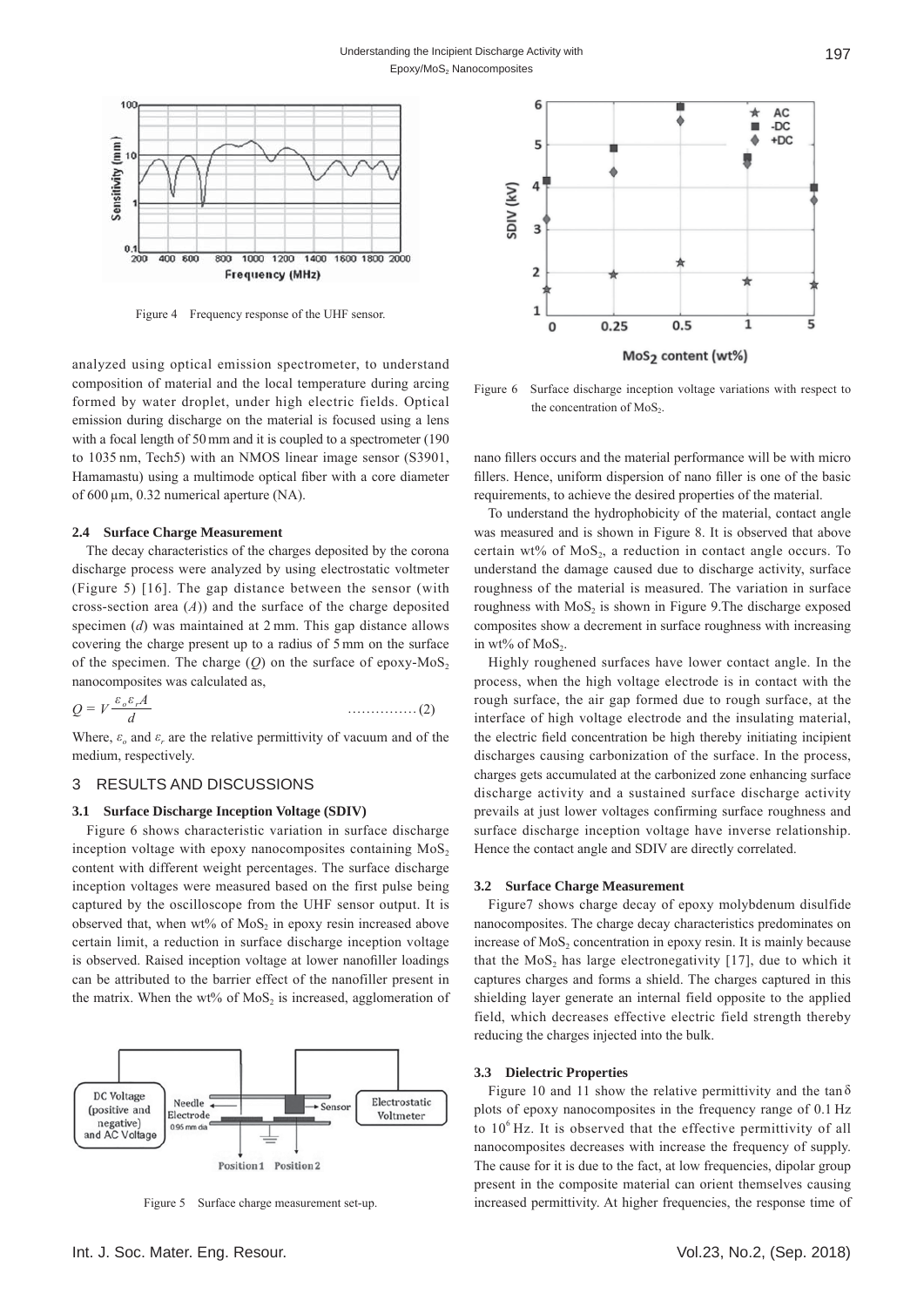Figure 4 Frequency response of the UHF sensor.

analyzed using optical emission spectrometer, to understand composition of material and the local temperature during arcing formed by water droplet, under high electric fields. Optical emission during discharge on the material is focused using a lens with a focal length of 50 mm and it is coupled to a spectrometer (190 to 1035 nm, Tech5) with an NMOS linear image sensor (S3901, Hamamastu) using a multimode optical fiber with a core diameter of 600 μm, 0.32 numerical aperture (NA).

### 2.4 Surface Charge Measurement

The decay characteristics of the charges deposited by the corona discharge process were analyzed by using electrostatic voltmeter (Figure 5) [16]. The gap distance between the sensor (with cross-section area ($A$)) and the surface of the charge deposited specimen ($d$) was maintained at 2 mm. This gap distance allows covering the charge present up to a radius of 5 mm on the surface of the specimen. The charge ($Q$) on the surface of epoxy-$MoS_2$ nanocomposites was calculated as,

$$Q = V\frac{\varepsilon_o \varepsilon_r A}{d} \quad \text{...............(2)}$$

Where, $\varepsilon_o$ and $\varepsilon_r$ are the relative permittivity of vacuum and of the medium, respectively.

Figure 5 Surface charge measurement set-up.

## 3 RESULTS AND DISCUSSIONS

### 3.1 Surface Discharge Inception Voltage (SDIV)

Figure 6 shows characteristic variation in surface discharge inception voltage with epoxy nanocomposites containing $MoS_2$ content with different weight percentages. The surface discharge inception voltages were measured based on the first pulse being captured by the oscilloscope from the UHF sensor output. It is observed that, when wt% of $MoS_2$ in epoxy resin increased above certain limit, a reduction in surface discharge inception voltage is observed. Raised inception voltage at lower nanofiller loadings can be attributed to the barrier effect of the nanofiller present in the matrix. When the wt% of $MoS_2$ is increased, agglomeration of nano fillers occurs and the material performance will be with micro fillers. Hence, uniform dispersion of nano filler is one of the basic requirements, to achieve the desired properties of the material.

Figure 6 Surface discharge inception voltage variations with respect to the concentration of $MoS_2$.

To understand the hydrophobicity of the material, contact angle was measured and is shown in Figure 8. It is observed that above certain wt% of $MoS_2$, a reduction in contact angle occurs. To understand the damage caused due to discharge activity, surface roughness of the material is measured. The variation in surface roughness with $MoS_2$ is shown in Figure 9.The discharge exposed composites show a decrement in surface roughness with increasing in wt% of $MoS_2$.

Highly roughened surfaces have lower contact angle. In the process, when the high voltage electrode is in contact with the rough surface, the air gap formed due to rough surface, at the interface of high voltage electrode and the insulating material, the electric field concentration be high thereby initiating incipient discharges causing carbonization of the surface. In the process, charges gets accumulated at the carbonized zone enhancing surface discharge activity and a sustained surface discharge activity prevails at just lower voltages confirming surface roughness and surface discharge inception voltage have inverse relationship. Hence the contact angle and SDIV are directly correlated.

### 3.2 Surface Charge Measurement

Figure7 shows charge decay of epoxy molybdenum disulfide nanocomposites. The charge decay characteristics predominates on increase of $MoS_2$ concentration in epoxy resin. It is mainly because that the $MoS_2$ has large electronegativity [17], due to which it captures charges and forms a shield. The charges captured in this shielding layer generate an internal field opposite to the applied field, which decreases effective electric field strength thereby reducing the charges injected into the bulk.

### 3.3 Dielectric Properties

Figure 10 and 11 show the relative permittivity and the tan δ plots of epoxy nanocomposites in the frequency range of 0.1 Hz to $10^6$ Hz. It is observed that the effective permittivity of all nanocomposites decreases with increase the frequency of supply. The cause for it is due to the fact, at low frequencies, dipolar group present in the composite material can orient themselves causing increased permittivity. At higher frequencies, the response time of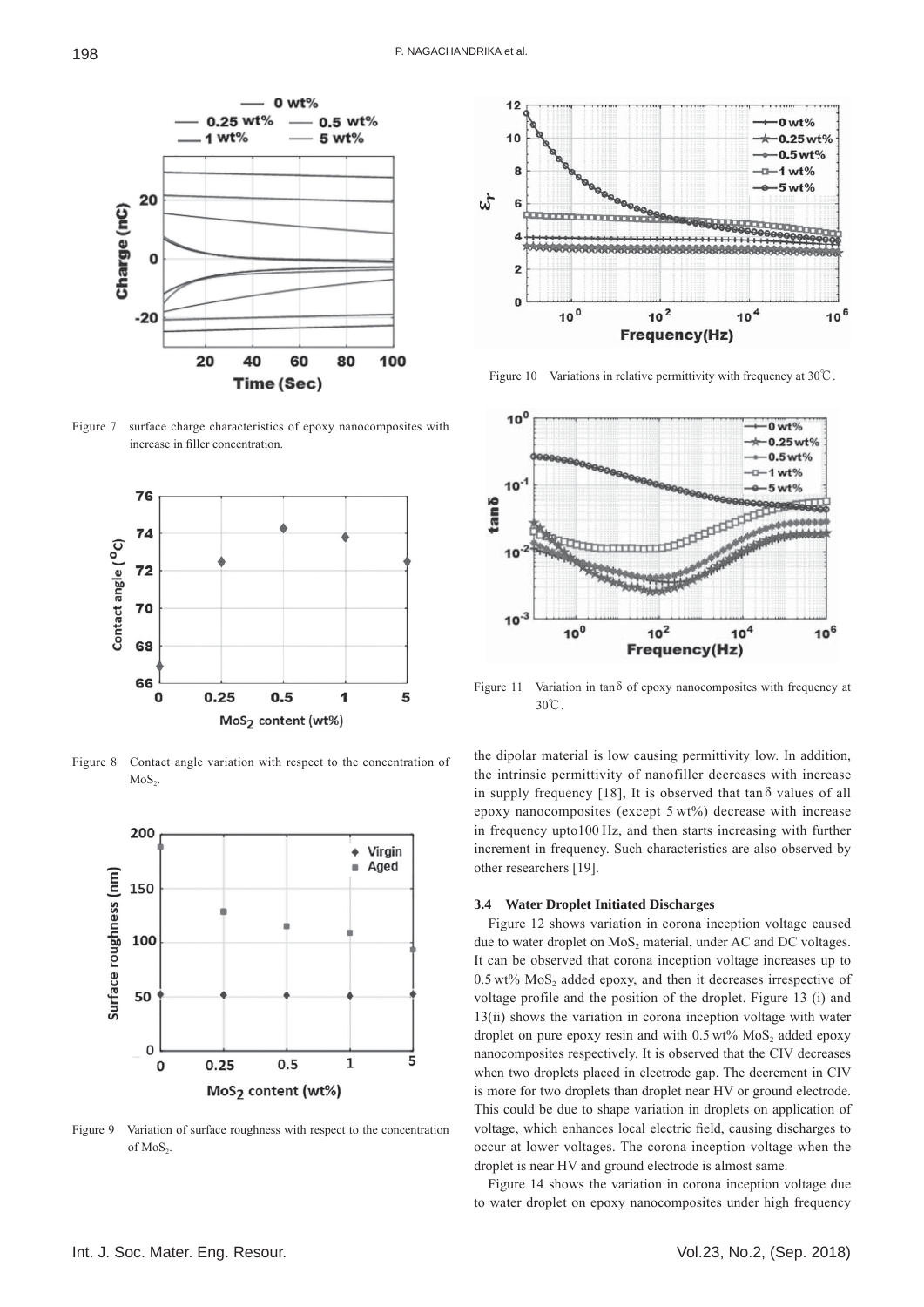Figure 7 surface charge characteristics of epoxy nanocomposites with increase in filler concentration.

Figure 8 Contact angle variation with respect to the concentration of $MoS_2$.

Figure 9 Variation of surface roughness with respect to the concentration of $MoS_2$.

Figure 10 Variations in relative permittivity with frequency at 30℃.

Figure 11 Variation in tanδ of epoxy nanocomposites with frequency at 30℃.

the dipolar material is low causing permittivity low. In addition, the intrinsic permittivity of nanofiller decreases with increase in supply frequency [18], It is observed that tanδ values of all epoxy nanocomposites (except 5 wt%) decrease with increase in frequency upto100 Hz, and then starts increasing with further increment in frequency. Such characteristics are also observed by other researchers [19].

### 3.4 Water Droplet Initiated Discharges

Figure 12 shows variation in corona inception voltage caused due to water droplet on $MoS_2$ material, under AC and DC voltages. It can be observed that corona inception voltage increases up to 0.5 wt% $MoS_2$ added epoxy, and then it decreases irrespective of voltage profile and the position of the droplet. Figure 13 (i) and 13(ii) shows the variation in corona inception voltage with water droplet on pure epoxy resin and with 0.5 wt% $MoS_2$ added epoxy nanocomposites respectively. It is observed that the CIV decreases when two droplets placed in electrode gap. The decrement in CIV is more for two droplets than droplet near HV or ground electrode. This could be due to shape variation in droplets on application of voltage, which enhances local electric field, causing discharges to occur at lower voltages. The corona inception voltage when the droplet is near HV and ground electrode is almost same.

Figure 14 shows the variation in corona inception voltage due to water droplet on epoxy nanocomposites under high frequency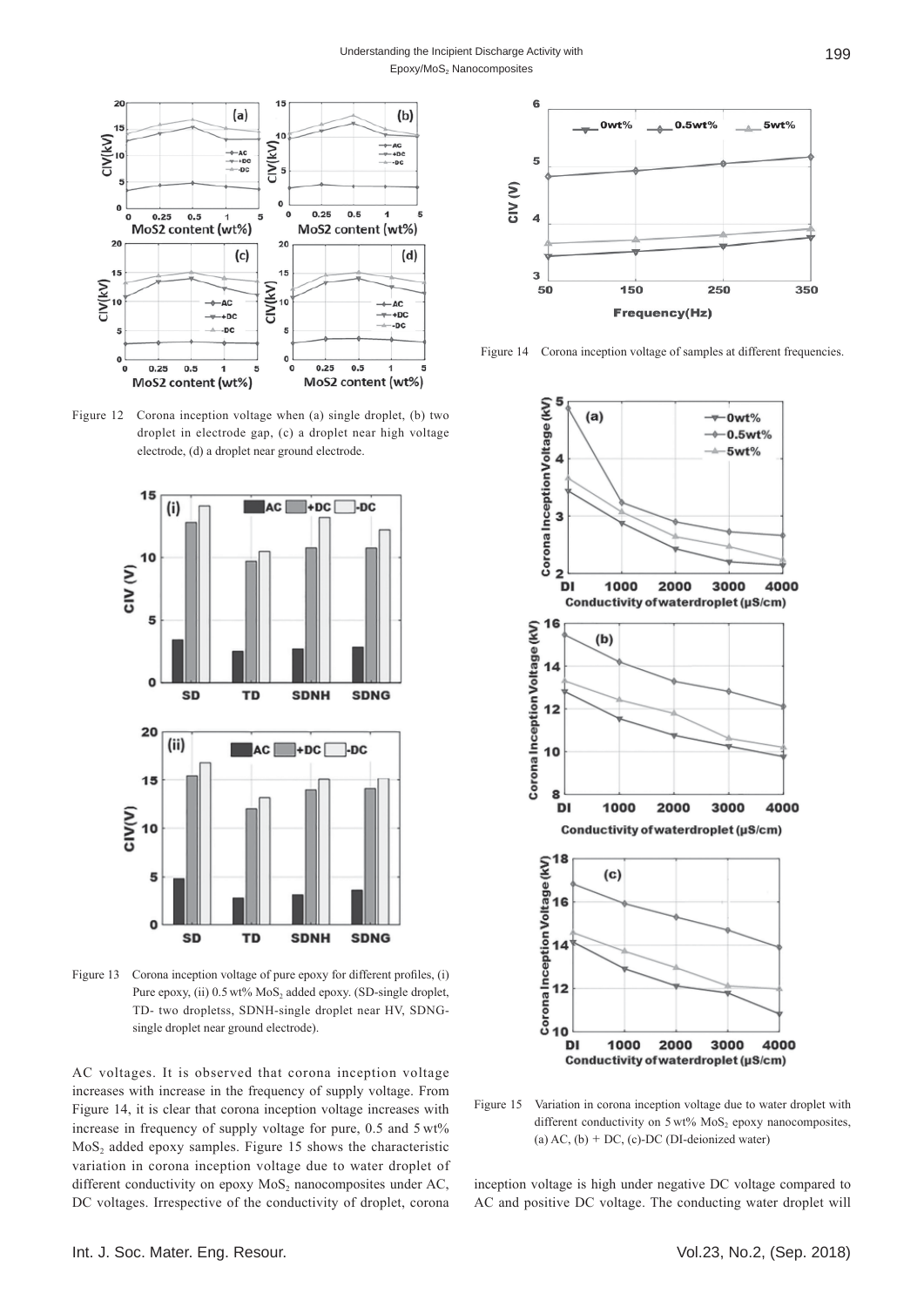Figure 12 Corona inception voltage when (a) single droplet, (b) two droplet in electrode gap, (c) a droplet near high voltage electrode, (d) a droplet near ground electrode.

Figure 13 Corona inception voltage of pure epoxy for different profiles, (i) Pure epoxy, (ii) 0.5 wt% $MoS_2$ added epoxy. (SD-single droplet, TD- two dropletss, SDNH-single droplet near HV, SDNG-single droplet near ground electrode).

AC voltages. It is observed that corona inception voltage increases with increase in the frequency of supply voltage. From Figure 14, it is clear that corona inception voltage increases with increase in frequency of supply voltage for pure, 0.5 and 5 wt% $MoS_2$ added epoxy samples. Figure 15 shows the characteristic variation in corona inception voltage due to water droplet of different conductivity on epoxy $MoS_2$ nanocomposites under AC, DC voltages. Irrespective of the conductivity of droplet, corona inception voltage is high under negative DC voltage compared to AC and positive DC voltage. The conducting water droplet will

Figure 14 Corona inception voltage of samples at different frequencies.

Figure 15 Variation in corona inception voltage due to water droplet with different conductivity on 5 wt% $MoS_2$ epoxy nanocomposites, (a) AC, (b) + DC, (c)-DC (DI-deionized water)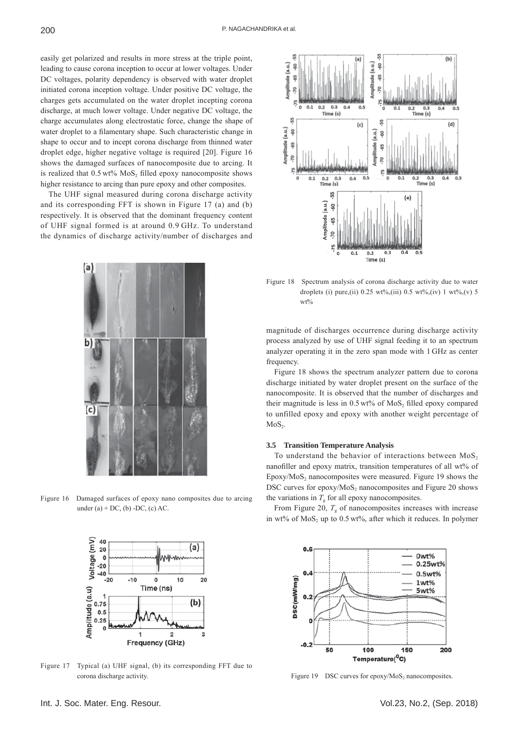easily get polarized and results in more stress at the triple point, leading to cause corona inception to occur at lower voltages. Under DC voltages, polarity dependency is observed with water droplet initiated corona inception voltage. Under positive DC voltage, the charges gets accumulated on the water droplet incepting corona discharge, at much lower voltage. Under negative DC voltage, the charge accumulates along electrostatic force, change the shape of water droplet to a filamentary shape. Such characteristic change in shape to occur and to incept corona discharge from thinned water droplet edge, higher negative voltage is required [20]. Figure 16 shows the damaged surfaces of nanocomposite due to arcing. It is realized that 0.5 wt% $MoS_2$ filled epoxy nanocomposite shows higher resistance to arcing than pure epoxy and other composites.

The UHF signal measured during corona discharge activity and its corresponding FFT is shown in Figure 17 (a) and (b) respectively. It is observed that the dominant frequency content of UHF signal formed is at around 0.9 GHz. To understand the dynamics of discharge activity/number of discharges and magnitude of discharges occurrence during discharge activity process analyzed by use of UHF signal feeding it to an spectrum analyzer operating it in the zero span mode with 1 GHz as center frequency.

Figure 16 Damaged surfaces of epoxy nano composites due to arcing under (a) + DC, (b) -DC, (c) AC.

Figure 17 Typical (a) UHF signal, (b) its corresponding FFT due to corona discharge activity.

Figure 18 Spectrum analysis of corona discharge activity due to water droplets (i) pure,(ii) 0.25 wt%,(iii) 0.5 wt%,(iv) 1 wt%,(v) 5 wt%

Figure 18 shows the spectrum analyzer pattern due to corona discharge initiated by water droplet present on the surface of the nanocomposite. It is observed that the number of discharges and their magnitude is less in 0.5 wt% of $MoS_2$ filled epoxy compared to unfilled epoxy and epoxy with another weight percentage of $MoS_2$.

### 3.5 Transition Temperature Analysis

To understand the behavior of interactions between $MoS_2$ nanofiller and epoxy matrix, transition temperatures of all wt% of Epoxy/$MoS_2$ nanocomposites were measured. Figure 19 shows the DSC curves for epoxy/$MoS_2$ nanocomposites and Figure 20 shows the variations in $T_g$ for all epoxy nanocomposites.

From Figure 20, $T_g$ of nanocomposites increases with increase in wt% of $MoS_2$ up to 0.5 wt%, after which it reduces. In polymer

Figure 19 DSC curves for epoxy/$MoS_2$ nanocomposites.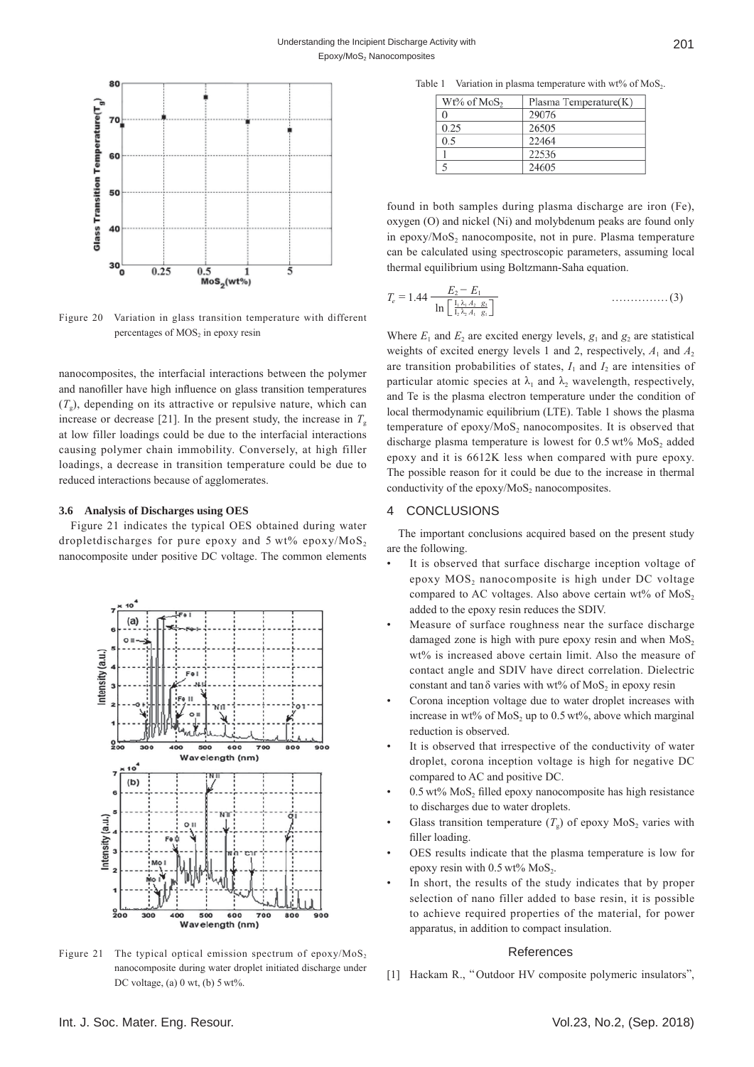Figure 20 Variation in glass transition temperature with different percentages of $MOS_2$ in epoxy resin

nanocomposites, the interfacial interactions between the polymer and nanofiller have high influence on glass transition temperatures ($T_g$), depending on its attractive or repulsive nature, which can increase or decrease [21]. In the present study, the increase in $T_g$ at low filler loadings could be due to the interfacial interactions causing polymer chain immobility. Conversely, at high filler loadings, a decrease in transition temperature could be due to reduced interactions because of agglomerates.

### 3.6 Analysis of Discharges using OES

Figure 21 indicates the typical OES obtained during water dropletdischarges for pure epoxy and 5 wt% epoxy/$MoS_2$ nanocomposite under positive DC voltage. The common elements found in both samples during plasma discharge are iron (Fe), oxygen (O) and nickel (Ni) and molybdenum peaks are found only in epoxy/$MoS_2$ nanocomposite, not in pure. Plasma temperature can be calculated using spectroscopic parameters, assuming local thermal equilibrium using Boltzmann-Saha equation.

Figure 21 The typical optical emission spectrum of epoxy/$MoS_2$ nanocomposite during water droplet initiated discharge under DC voltage, (a) 0 wt, (b) 5 wt%.

Table 1 Variation in plasma temperature with wt% of $MoS_2$.

| Wt% of $MoS_2$ | Plasma Temperature(K) |
|---|---|
| 0 | 29076 |
| 0.25 | 26505 |
| 0.5 | 22464 |
| 1 | 22536 |
| 5 | 24605 |

$$T_e = 1.44 \frac{E_2 - E_1}{\ln\left[\frac{I_1 \lambda_1 A_2 g_2}{I_2 \lambda_2 A_1 g_1}\right]} \quad \ldots\ldots\ldots\ldots\ldots (3)$$

Where $E_1$ and $E_2$ are excited energy levels, $g_1$ and $g_2$ are statistical weights of excited energy levels 1 and 2, respectively, $A_1$ and $A_2$ are transition probabilities of states, $I_1$ and $I_2$ are intensities of particular atomic species at $\lambda_1$ and $\lambda_2$ wavelength, respectively, and Te is the plasma electron temperature under the condition of local thermodynamic equilibrium (LTE). Table 1 shows the plasma temperature of epoxy/$MoS_2$ nanocomposites. It is observed that discharge plasma temperature is lowest for 0.5 wt% $MoS_2$ added epoxy and it is 6612K less when compared with pure epoxy. The possible reason for it could be due to the increase in thermal conductivity of the epoxy/$MoS_2$ nanocomposites.

## 4 CONCLUSIONS

The important conclusions acquired based on the present study are the following.

- It is observed that surface discharge inception voltage of epoxy $MOS_2$ nanocomposite is high under DC voltage compared to AC voltages. Also above certain wt% of $MoS_2$ added to the epoxy resin reduces the SDIV.
- Measure of surface roughness near the surface discharge damaged zone is high with pure epoxy resin and when $MoS_2$ wt% is increased above certain limit. Also the measure of contact angle and SDIV have direct correlation. Dielectric constant and $\tan\delta$ varies with wt% of $MoS_2$ in epoxy resin
- Corona inception voltage due to water droplet increases with increase in wt% of $MoS_2$ up to 0.5 wt%, above which marginal reduction is observed.
- It is observed that irrespective of the conductivity of water droplet, corona inception voltage is high for negative DC compared to AC and positive DC.
- 0.5 wt% $MoS_2$ filled epoxy nanocomposite has high resistance to discharges due to water droplets.
- Glass transition temperature ($T_g$) of epoxy $MoS_2$ varies with filler loading.
- OES results indicate that the plasma temperature is low for epoxy resin with 0.5 wt% $MoS_2$.
- In short, the results of the study indicates that by proper selection of nano filler added to base resin, it is possible to achieve required properties of the material, for power apparatus, in addition to compact insulation.

## References

[1] Hackam R., "Outdoor HV composite polymeric insulators",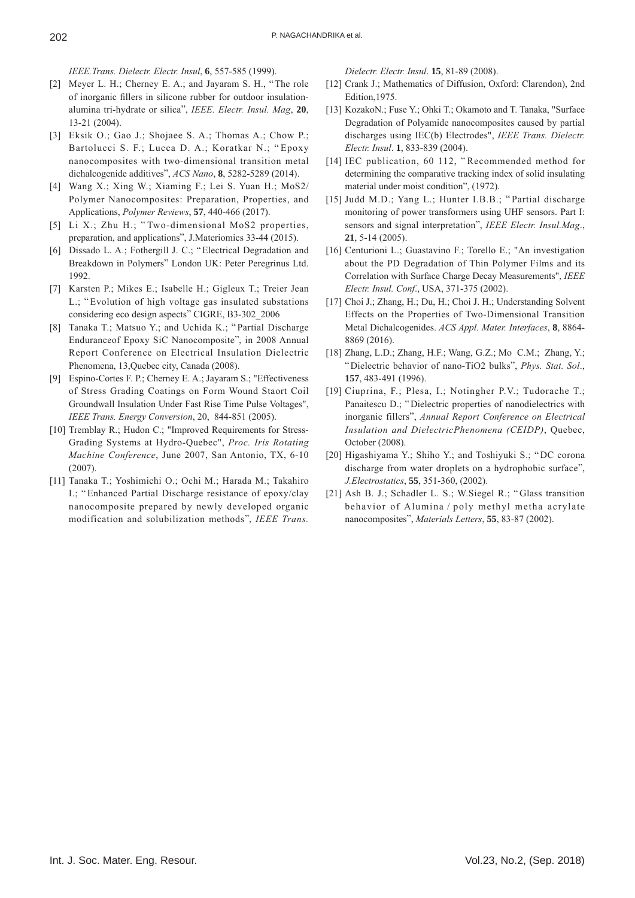*IEEE.Trans. Dielectr. Electr. Insul*, **6**, 557-585 (1999).

[2] Meyer L. H.; Cherney E. A.; and Jayaram S. H., "The role of inorganic fillers in silicone rubber for outdoor insulation-alumina tri-hydrate or silica", *IEEE. Electr. Insul. Mag*, **20**, 13-21 (2004).

[3] Eksik O.; Gao J.; Shojaee S. A.; Thomas A.; Chow P.; Bartolucci S. F.; Lucca D. A.; Koratkar N.; "Epoxy nanocomposites with two-dimensional transition metal dichalcogenide additives", *ACS Nano*, **8**, 5282-5289 (2014).

[4] Wang X.; Xing W.; Xiaming F.; Lei S. Yuan H.; MoS2/ Polymer Nanocomposites: Preparation, Properties, and Applications, *Polymer Reviews*, **57**, 440-466 (2017).

[5] Li X.; Zhu H.; "Two-dimensional MoS2 properties, preparation, and applications", J.Materiomics 33-44 (2015).

[6] Dissado L. A.; Fothergill J. C.; "Electrical Degradation and Breakdown in Polymers" London UK: Peter Peregrinus Ltd. 1992.

[7] Karsten P.; Mikes E.; Isabelle H.; Gigleux T.; Treier Jean L.; "Evolution of high voltage gas insulated substations considering eco design aspects" CIGRE, B3-302_2006

[8] Tanaka T.; Matsuo Y.; and Uchida K.; "Partial Discharge Enduranceof Epoxy SiC Nanocomposite", in 2008 Annual Report Conference on Electrical Insulation Dielectric Phenomena, 13,Quebec city, Canada (2008).

[9] Espino-Cortes F. P.; Cherney E. A.; Jayaram S.; "Effectiveness of Stress Grading Coatings on Form Wound Staort Coil Groundwall Insulation Under Fast Rise Time Pulse Voltages", *IEEE Trans. Energy Conversion*, 20, 844-851 (2005).

[10] Tremblay R.; Hudon C.; "Improved Requirements for Stress-Grading Systems at Hydro-Quebec", *Proc. Iris Rotating Machine Conference*, June 2007, San Antonio, TX, 6-10 (2007).

[11] Tanaka T.; Yoshimichi O.; Ochi M.; Harada M.; Takahiro I.; "Enhanced Partial Discharge resistance of epoxy/clay nanocomposite prepared by newly developed organic modification and solubilization methods", *IEEE Trans. Dielectr. Electr. Insul*. **15**, 81-89 (2008).

[12] Crank J.; Mathematics of Diffusion, Oxford: Clarendon), 2nd Edition,1975.

[13] KozakoN.; Fuse Y.; Ohki T.; Okamoto and T. Tanaka, "Surface Degradation of Polyamide nanocomposites caused by partial discharges using IEC(b) Electrodes", *IEEE Trans. Dielectr. Electr. Insul*. **1**, 833-839 (2004).

[14] IEC publication, 60 112, "Recommended method for determining the comparative tracking index of solid insulating material under moist condition", (1972).

[15] Judd M.D.; Yang L.; Hunter I.B.B.; "Partial discharge monitoring of power transformers using UHF sensors. Part I: sensors and signal interpretation", *IEEE Electr. Insul.Mag*., **21**, 5-14 (2005).

[16] Centurioni L.; Guastavino F.; Torello E.; "An investigation about the PD Degradation of Thin Polymer Films and its Correlation with Surface Charge Decay Measurements", *IEEE Electr. Insul. Conf*., USA, 371-375 (2002).

[17] Choi J.; Zhang, H.; Du, H.; Choi J. H.; Understanding Solvent Effects on the Properties of Two-Dimensional Transition Metal Dichalcogenides. *ACS Appl. Mater. Interfaces*, **8**, 8864-8869 (2016).

[18] Zhang, L.D.; Zhang, H.F.; Wang, G.Z.; Mo C.M.; Zhang, Y.; "Dielectric behavior of nano-TiO2 bulks", *Phys. Stat. Sol*., **157**, 483-491 (1996).

[19] Ciuprina, F.; Plesa, I.; Notingher P.V.; Tudorache T.; Panaitescu D.; "Dielectric properties of nanodielectrics with inorganic fillers", *Annual Report Conference on Electrical Insulation and DielectricPhenomena (CEIDP)*, Quebec, October (2008).

[20] Higashiyama Y.; Shiho Y.; and Toshiyuki S.; "DC corona discharge from water droplets on a hydrophobic surface", *J.Electrostatics*, **55**, 351-360, (2002).

[21] Ash B. J.; Schadler L. S.; W.Siegel R.; "Glass transition behavior of Alumina / poly methyl metha acrylate nanocomposites", *Materials Letters*, **55**, 83-87 (2002).